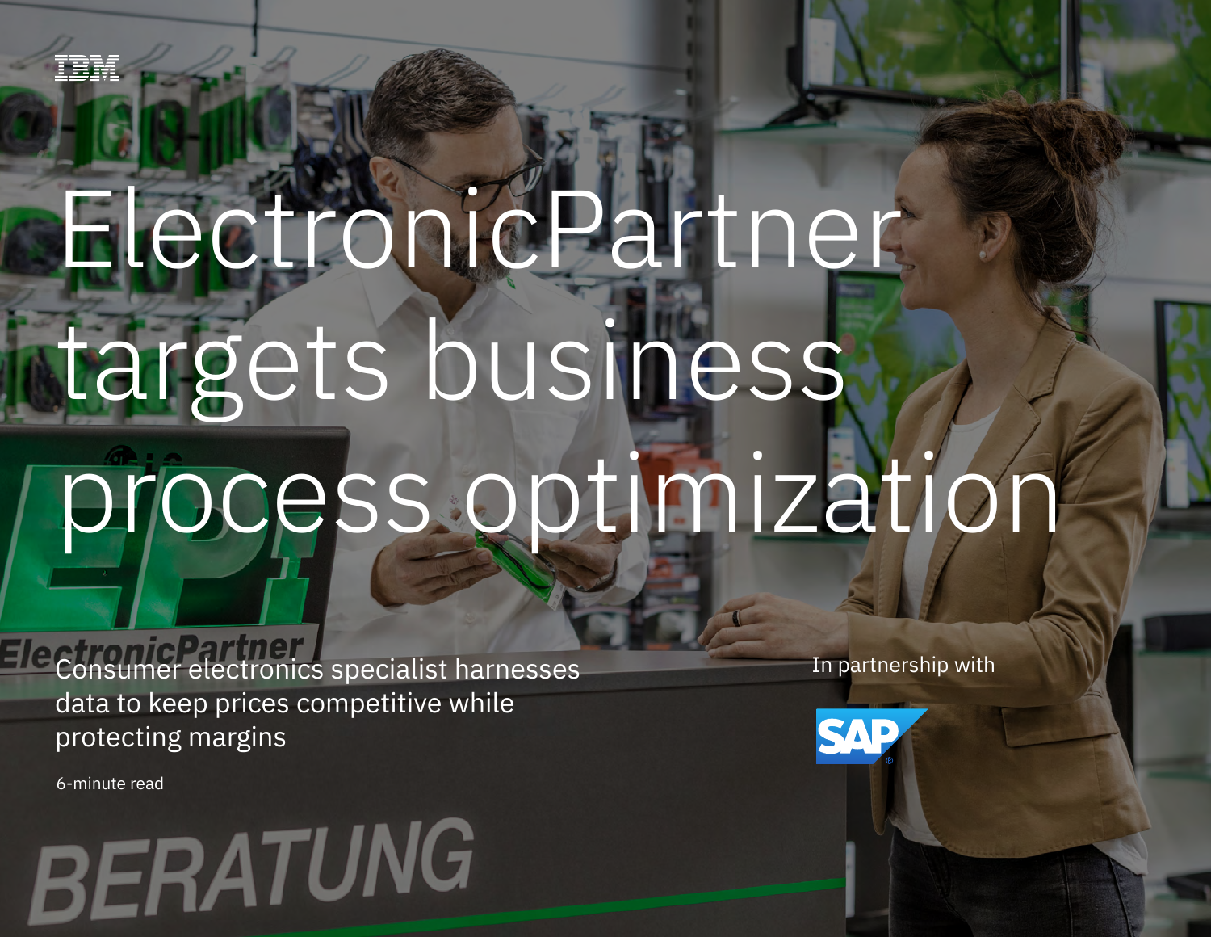IBM

# ElectronicPartner targets business process optimization

Consumer electronics specialist harnesses data to keep prices competitive while protecting margins

6-minute read

In partnership with SAP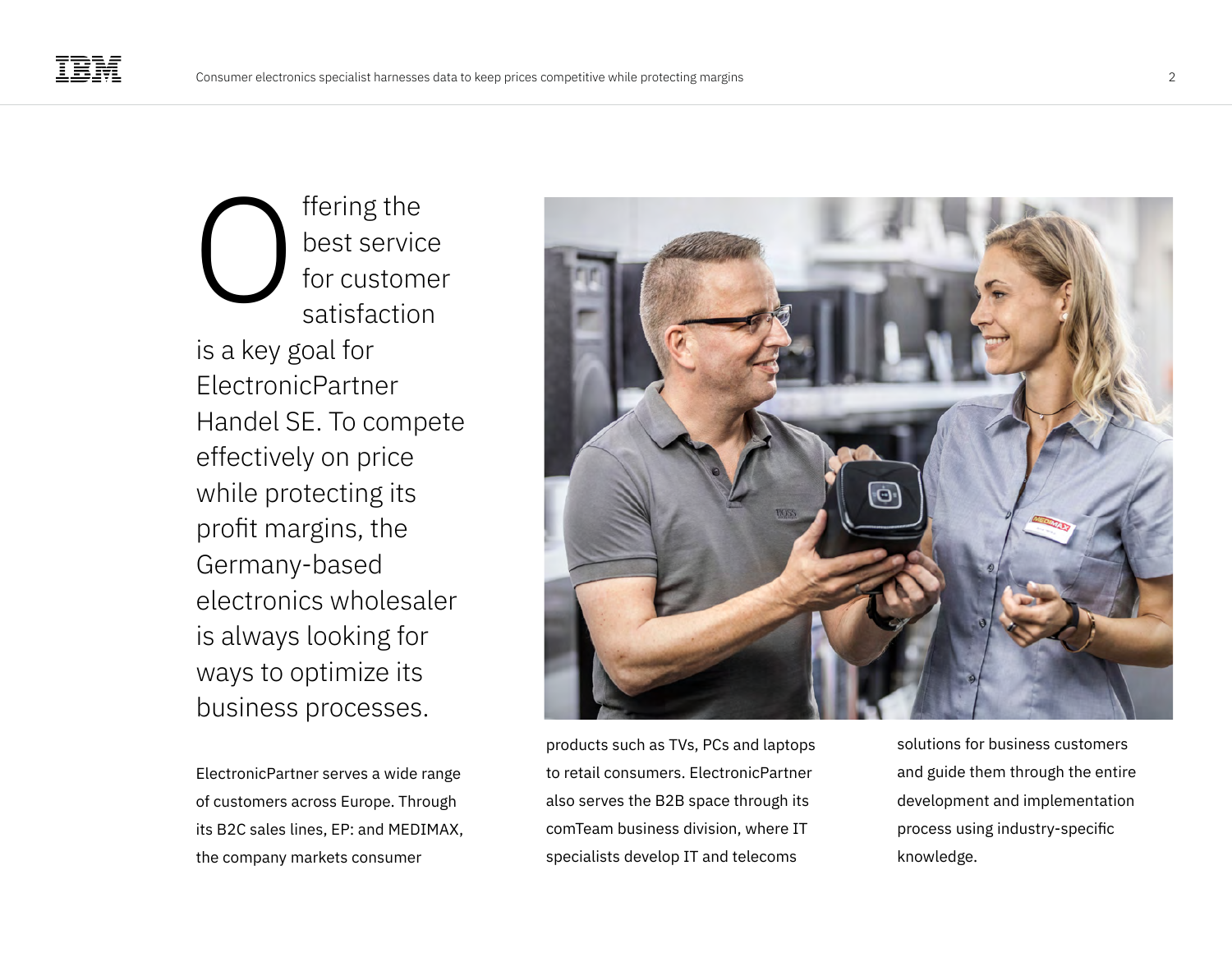Offering the best service for customer satisfaction is a key goal for ElectronicPartner Handel SE. To compete effectively on price while protecting its profit margins, the Germany-based electronics wholesaler is always looking for ways to optimize its business processes.

ElectronicPartner serves a wide range of customers across Europe. Through its B2C sales lines, EP: and MEDIMAX, the company markets consumer products such as TVs, PCs and laptops to retail consumers. ElectronicPartner also serves the B2B space through its comTeam business division, where IT specialists develop IT and telecoms solutions for business customers and guide them through the entire development and implementation process using industry-specific knowledge.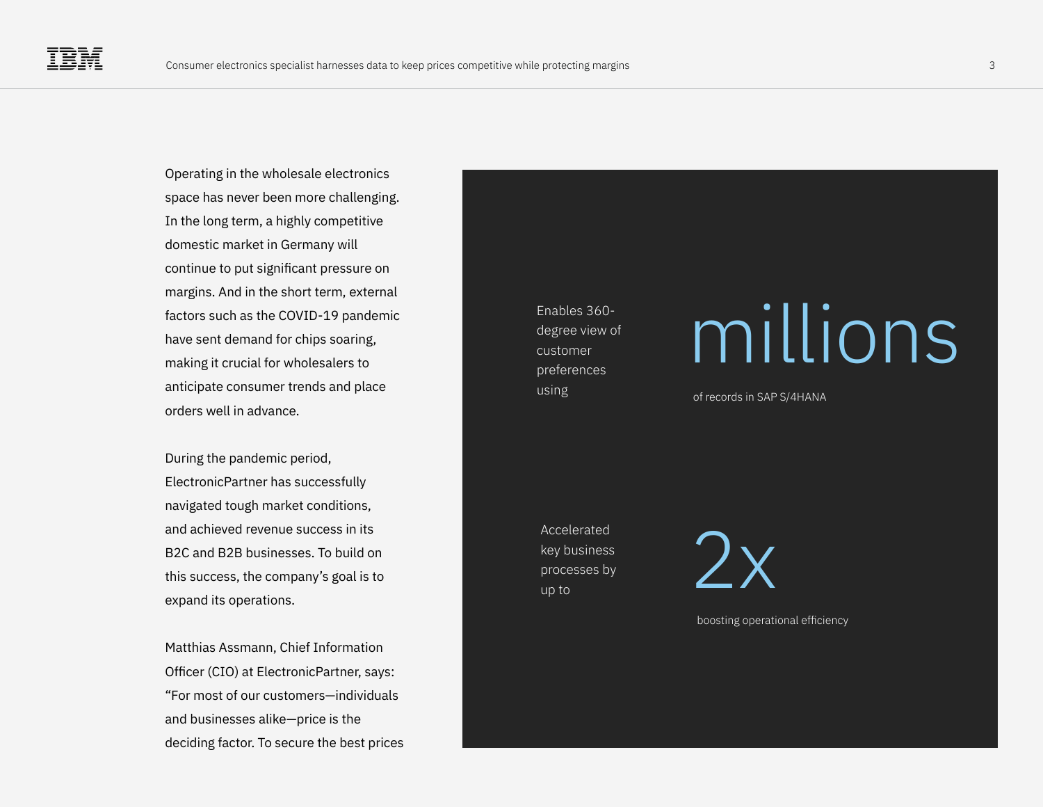Operating in the wholesale electronics space has never been more challenging. In the long term, a highly competitive domestic market in Germany will continue to put significant pressure on margins. And in the short term, external factors such as the COVID-19 pandemic have sent demand for chips soaring, making it crucial for wholesalers to anticipate consumer trends and place orders well in advance.

During the pandemic period, ElectronicPartner has successfully navigated tough market conditions, and achieved revenue success in its B2C and B2B businesses. To build on this success, the company's goal is to expand its operations.

Matthias Assmann, Chief Information Officer (CIO) at ElectronicPartner, says: "For most of our customers—individuals and businesses alike—price is the deciding factor. To secure the best prices

Enables 360-degree view of customer preferences using

# millions

of records in SAP S/4HANA

Accelerated key business processes by up to

# 2x

boosting operational efficiency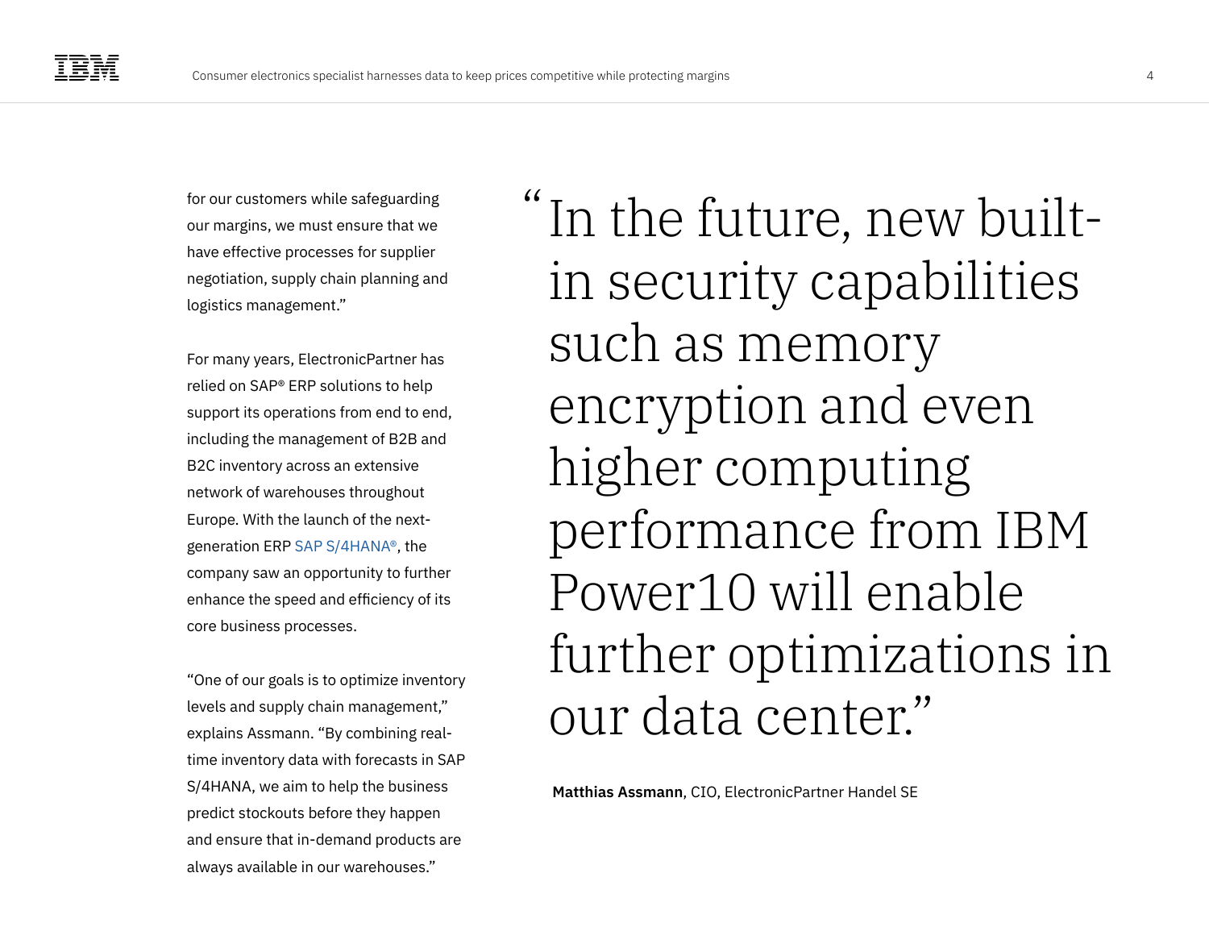for our customers while safeguarding our margins, we must ensure that we have effective processes for supplier negotiation, supply chain planning and logistics management."

For many years, ElectronicPartner has relied on SAP® ERP solutions to help support its operations from end to end, including the management of B2B and B2C inventory across an extensive network of warehouses throughout Europe. With the launch of the next-generation ERP SAP S/4HANA®, the company saw an opportunity to further enhance the speed and efficiency of its core business processes.

"One of our goals is to optimize inventory levels and supply chain management," explains Assmann. "By combining real-time inventory data with forecasts in SAP S/4HANA, we aim to help the business predict stockouts before they happen and ensure that in-demand products are always available in our warehouses."

> "In the future, new built-in security capabilities such as memory encryption and even higher computing performance from IBM Power10 will enable further optimizations in our data center."
>
> **Matthias Assmann**, CIO, ElectronicPartner Handel SE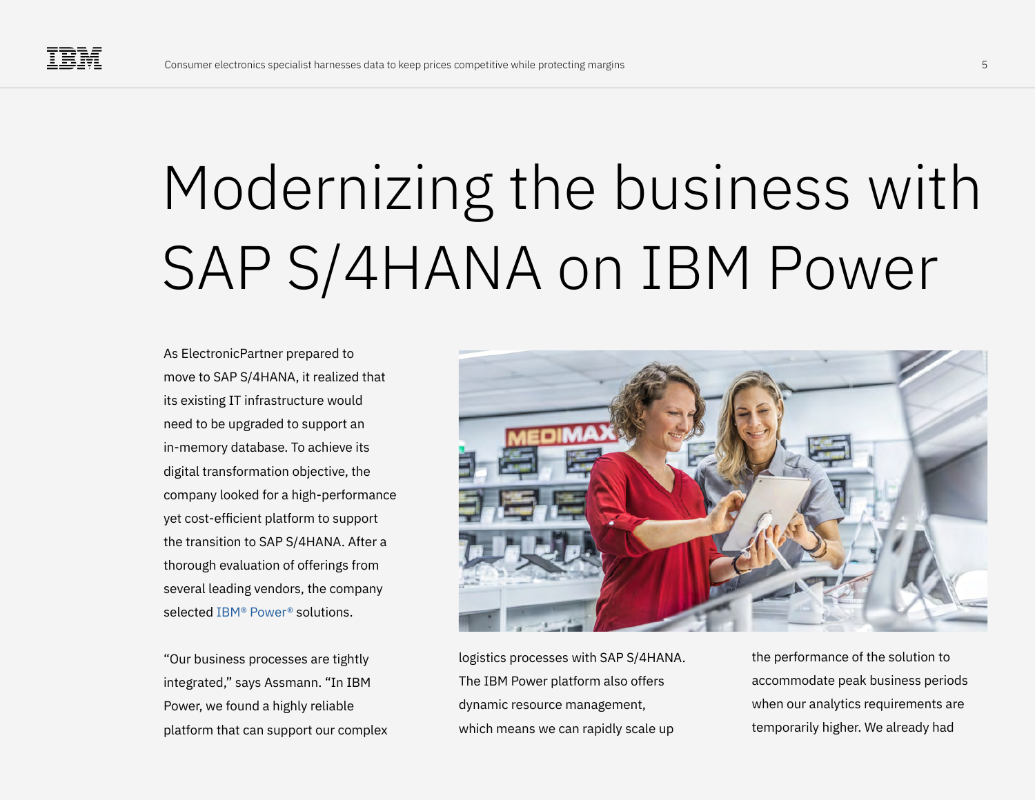# Modernizing the business with SAP S/4HANA on IBM Power

As ElectronicPartner prepared to move to SAP S/4HANA, it realized that its existing IT infrastructure would need to be upgraded to support an in-memory database. To achieve its digital transformation objective, the company looked for a high-performance yet cost-efficient platform to support the transition to SAP S/4HANA. After a thorough evaluation of offerings from several leading vendors, the company selected IBM® Power® solutions.

"Our business processes are tightly integrated," says Assmann. "In IBM Power, we found a highly reliable platform that can support our complex logistics processes with SAP S/4HANA. The IBM Power platform also offers dynamic resource management, which means we can rapidly scale up the performance of the solution to accommodate peak business periods when our analytics requirements are temporarily higher. We already had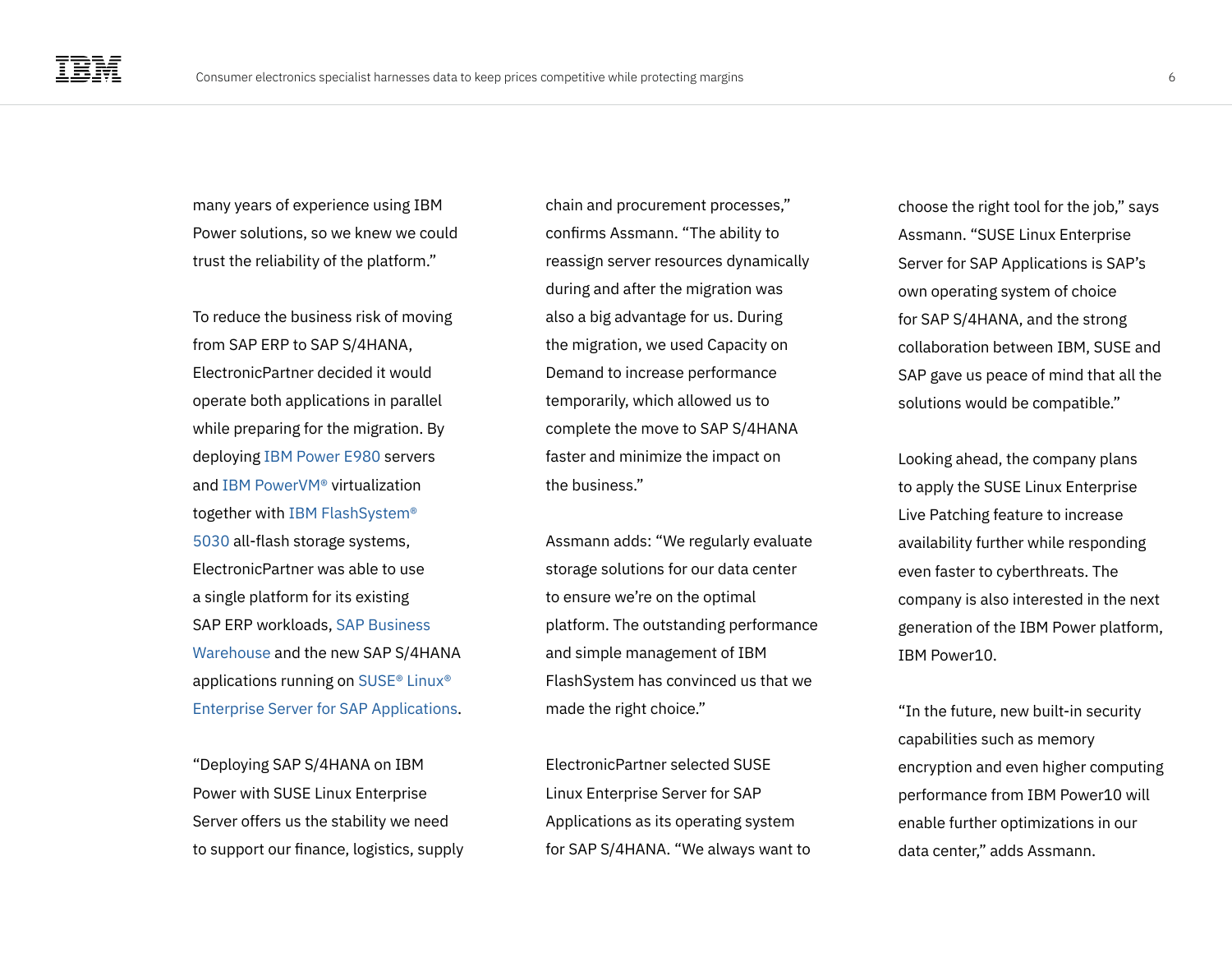many years of experience using IBM Power solutions, so we knew we could trust the reliability of the platform."

To reduce the business risk of moving from SAP ERP to SAP S/4HANA, ElectronicPartner decided it would operate both applications in parallel while preparing for the migration. By deploying IBM Power E980 servers and IBM PowerVM® virtualization together with IBM FlashSystem® 5030 all-flash storage systems, ElectronicPartner was able to use a single platform for its existing SAP ERP workloads, SAP Business Warehouse and the new SAP S/4HANA applications running on SUSE® Linux® Enterprise Server for SAP Applications.

"Deploying SAP S/4HANA on IBM Power with SUSE Linux Enterprise Server offers us the stability we need to support our finance, logistics, supply chain and procurement processes," confirms Assmann. "The ability to reassign server resources dynamically during and after the migration was also a big advantage for us. During the migration, we used Capacity on Demand to increase performance temporarily, which allowed us to complete the move to SAP S/4HANA faster and minimize the impact on the business."

Assmann adds: "We regularly evaluate storage solutions for our data center to ensure we're on the optimal platform. The outstanding performance and simple management of IBM FlashSystem has convinced us that we made the right choice."

ElectronicPartner selected SUSE Linux Enterprise Server for SAP Applications as its operating system for SAP S/4HANA. "We always want to choose the right tool for the job," says Assmann. "SUSE Linux Enterprise Server for SAP Applications is SAP's own operating system of choice for SAP S/4HANA, and the strong collaboration between IBM, SUSE and SAP gave us peace of mind that all the solutions would be compatible."

Looking ahead, the company plans to apply the SUSE Linux Enterprise Live Patching feature to increase availability further while responding even faster to cyberthreats. The company is also interested in the next generation of the IBM Power platform, IBM Power10.

"In the future, new built-in security capabilities such as memory encryption and even higher computing performance from IBM Power10 will enable further optimizations in our data center," adds Assmann.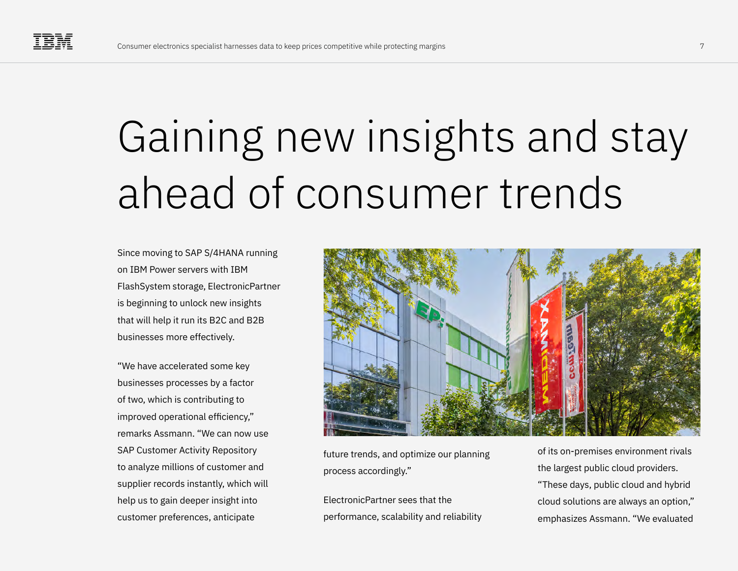# Gaining new insights and stay ahead of consumer trends

Since moving to SAP S/4HANA running on IBM Power servers with IBM FlashSystem storage, ElectronicPartner is beginning to unlock new insights that will help it run its B2C and B2B businesses more effectively.

"We have accelerated some key businesses processes by a factor of two, which is contributing to improved operational efficiency," remarks Assmann. "We can now use SAP Customer Activity Repository to analyze millions of customer and supplier records instantly, which will help us to gain deeper insight into customer preferences, anticipate future trends, and optimize our planning process accordingly."

ElectronicPartner sees that the performance, scalability and reliability of its on-premises environment rivals the largest public cloud providers. "These days, public cloud and hybrid cloud solutions are always an option," emphasizes Assmann. "We evaluated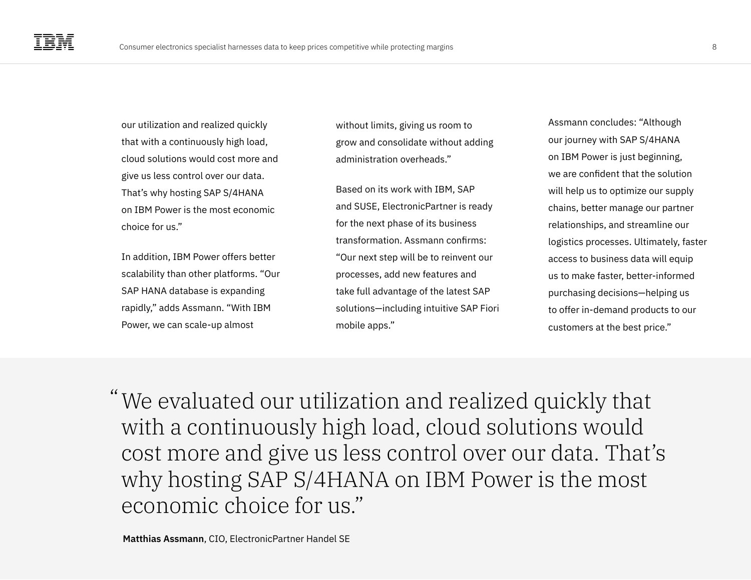our utilization and realized quickly that with a continuously high load, cloud solutions would cost more and give us less control over our data. That's why hosting SAP S/4HANA on IBM Power is the most economic choice for us."

In addition, IBM Power offers better scalability than other platforms. "Our SAP HANA database is expanding rapidly," adds Assmann. "With IBM Power, we can scale-up almost without limits, giving us room to grow and consolidate without adding administration overheads."

Based on its work with IBM, SAP and SUSE, ElectronicPartner is ready for the next phase of its business transformation. Assmann confirms: "Our next step will be to reinvent our processes, add new features and take full advantage of the latest SAP solutions—including intuitive SAP Fiori mobile apps."

Assmann concludes: "Although our journey with SAP S/4HANA on IBM Power is just beginning, we are confident that the solution will help us to optimize our supply chains, better manage our partner relationships, and streamline our logistics processes. Ultimately, faster access to business data will equip us to make faster, better-informed purchasing decisions—helping us to offer in-demand products to our customers at the best price."

> "We evaluated our utilization and realized quickly that with a continuously high load, cloud solutions would cost more and give us less control over our data. That's why hosting SAP S/4HANA on IBM Power is the most economic choice for us."
>
> **Matthias Assmann**, CIO, ElectronicPartner Handel SE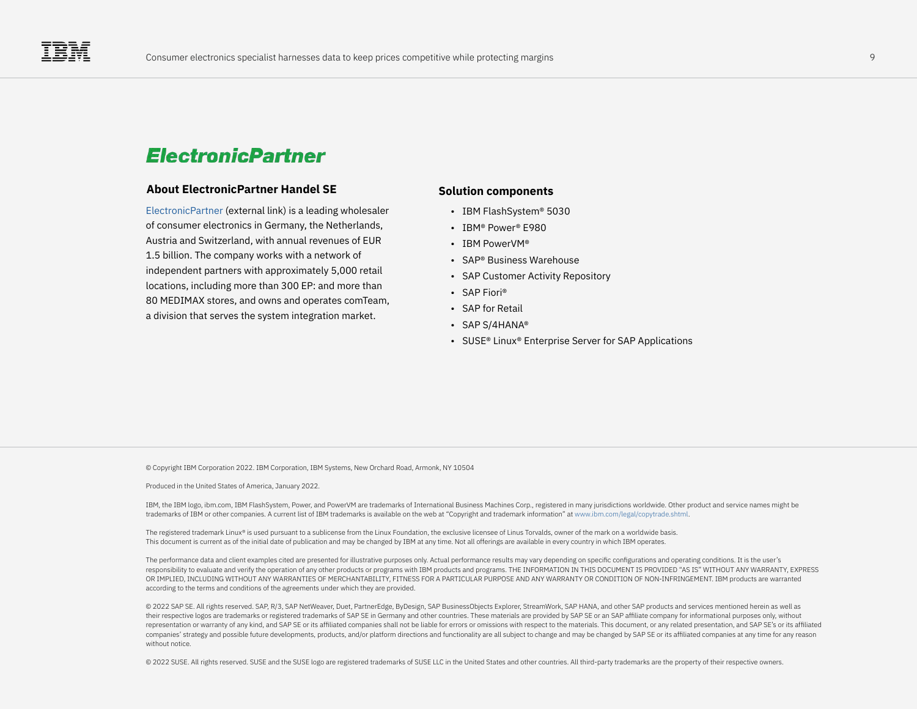# ElectronicPartner

## About ElectronicPartner Handel SE

ElectronicPartner (external link) is a leading wholesaler of consumer electronics in Germany, the Netherlands, Austria and Switzerland, with annual revenues of EUR 1.5 billion. The company works with a network of independent partners with approximately 5,000 retail locations, including more than 300 EP: and more than 80 MEDIMAX stores, and owns and operates comTeam, a division that serves the system integration market.

## Solution components

- IBM FlashSystem® 5030
- IBM® Power® E980
- IBM PowerVM®
- SAP® Business Warehouse
- SAP Customer Activity Repository
- SAP Fiori®
- SAP for Retail
- SAP S/4HANA®
- SUSE® Linux® Enterprise Server for SAP Applications

© Copyright IBM Corporation 2022. IBM Corporation, IBM Systems, New Orchard Road, Armonk, NY 10504

Produced in the United States of America, January 2022.

IBM, the IBM logo, ibm.com, IBM FlashSystem, Power, and PowerVM are trademarks of International Business Machines Corp., registered in many jurisdictions worldwide. Other product and service names might be trademarks of IBM or other companies. A current list of IBM trademarks is available on the web at "Copyright and trademark information" at www.ibm.com/legal/copytrade.shtml.

The registered trademark Linux® is used pursuant to a sublicense from the Linux Foundation, the exclusive licensee of Linus Torvalds, owner of the mark on a worldwide basis.
This document is current as of the initial date of publication and may be changed by IBM at any time. Not all offerings are available in every country in which IBM operates.

The performance data and client examples cited are presented for illustrative purposes only. Actual performance results may vary depending on specific configurations and operating conditions. It is the user's responsibility to evaluate and verify the operation of any other products or programs with IBM products and programs. THE INFORMATION IN THIS DOCUMENT IS PROVIDED "AS IS" WITHOUT ANY WARRANTY, EXPRESS OR IMPLIED, INCLUDING WITHOUT ANY WARRANTIES OF MERCHANTABILITY, FITNESS FOR A PARTICULAR PURPOSE AND ANY WARRANTY OR CONDITION OF NON-INFRINGEMENT. IBM products are warranted according to the terms and conditions of the agreements under which they are provided.

© 2022 SAP SE. All rights reserved. SAP, R/3, SAP NetWeaver, Duet, PartnerEdge, ByDesign, SAP BusinessObjects Explorer, StreamWork, SAP HANA, and other SAP products and services mentioned herein as well as their respective logos are trademarks or registered trademarks of SAP SE in Germany and other countries. These materials are provided by SAP SE or an SAP affiliate company for informational purposes only, without representation or warranty of any kind, and SAP SE or its affiliated companies shall not be liable for errors or omissions with respect to the materials. This document, or any related presentation, and SAP SE's or its affiliated companies' strategy and possible future developments, products, and/or platform directions and functionality are all subject to change and may be changed by SAP SE or its affiliated companies at any time for any reason without notice.

© 2022 SUSE. All rights reserved. SUSE and the SUSE logo are registered trademarks of SUSE LLC in the United States and other countries. All third-party trademarks are the property of their respective owners.